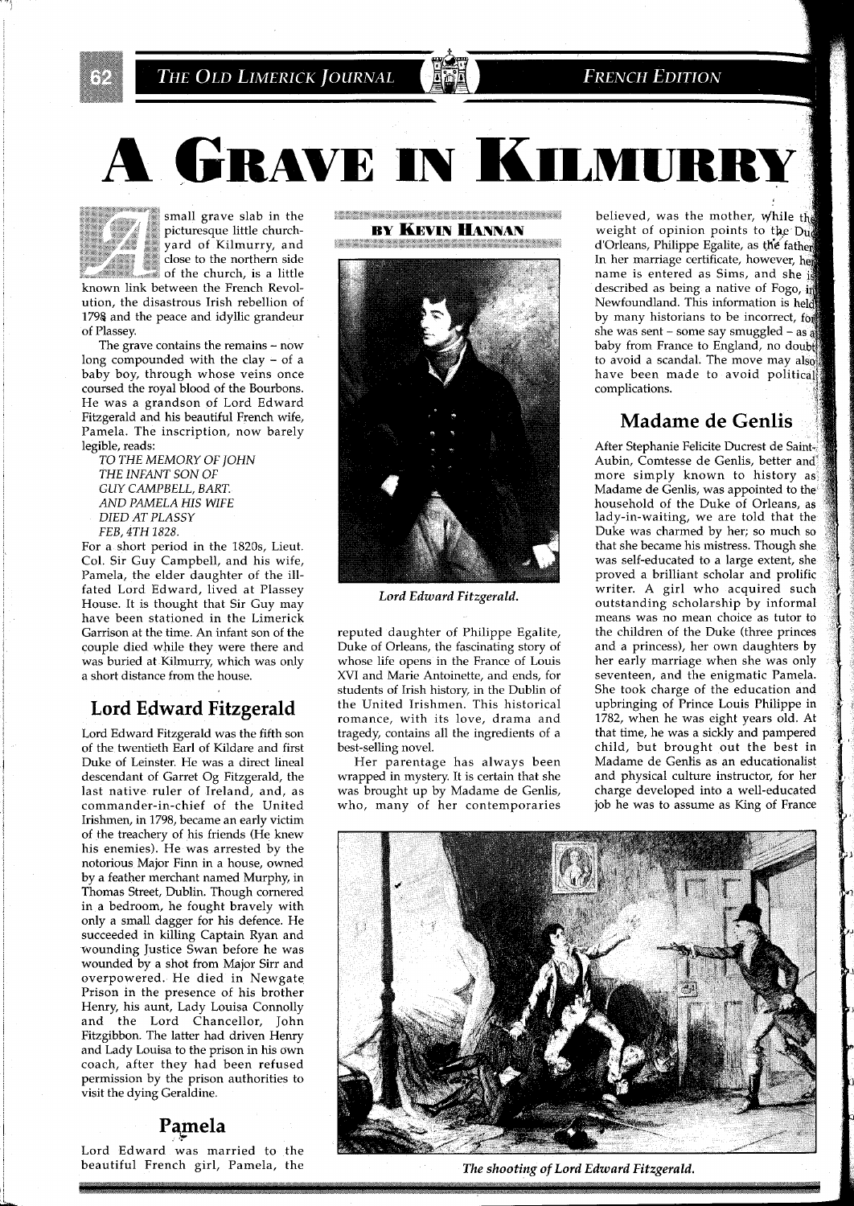# A GRAVE IN KILMURRY

BY KEVIN HANNAN

A small grave slab in the picturesque little churchyard of Kilmurry, and close to the northern side of the church, is a little known link between the French Revolution, the disastrous Irish rebellion of 1798 and the peace and idyllic grandeur of Plassey.

The grave contains the remains – now long compounded with the clay – of a baby boy, through whose veins once coursed the royal blood of the Bourbons. He was a grandson of Lord Edward Fitzgerald and his beautiful French wife, Pamela. The inscription, now barely legible, reads:

*TO THE MEMORY OF JOHN*
*THE INFANT SON OF*
*GUY CAMPBELL, BART.*
*AND PAMELA HIS WIFE*
*DIED AT PLASSY*
*FEB, 4TH 1828.*

For a short period in the 1820s, Lieut. Col. Sir Guy Campbell, and his wife, Pamela, the elder daughter of the ill-fated Lord Edward, lived at Plassey House. It is thought that Sir Guy may have been stationed in the Limerick Garrison at the time. An infant son of the couple died while they were there and was buried at Kilmurry, which was only a short distance from the house.

## Lord Edward Fitzgerald

Lord Edward Fitzgerald was the fifth son of the twentieth Earl of Kildare and first Duke of Leinster. He was a direct lineal descendant of Garret Og Fitzgerald, the last native ruler of Ireland, and, as commander-in-chief of the United Irishmen, in 1798, became an early victim of the treachery of his friends (He knew his enemies). He was arrested by the notorious Major Finn in a house, owned by a feather merchant named Murphy, in Thomas Street, Dublin. Though cornered in a bedroom, he fought bravely with only a small dagger for his defence. He succeeded in killing Captain Ryan and wounding Justice Swan before he was wounded by a shot from Major Sirr and overpowered. He died in Newgate Prison in the presence of his brother Henry, his aunt, Lady Louisa Connolly and the Lord Chancellor, John Fitzgibbon. The latter had driven Henry and Lady Louisa to the prison in his own coach, after they had been refused permission by the prison authorities to visit the dying Geraldine.

## Pamela

Lord Edward was married to the beautiful French girl, Pamela, the reputed daughter of Philippe Egalite, Duke of Orleans, the fascinating story of whose life opens in the France of Louis XVI and Marie Antoinette, and ends, for students of Irish history, in the Dublin of the United Irishmen. This historical romance, with its love, drama and tragedy, contains all the ingredients of a best-selling novel.

*Lord Edward Fitzgerald.*

Her parentage has always been wrapped in mystery. It is certain that she was brought up by Madame de Genlis, who, many of her contemporaries believed, was the mother, while the weight of opinion points to the Duc d'Orleans, Philippe Egalite, as the father. In her marriage certificate, however, her name is entered as Sims, and she is described as being a native of Fogo, in Newfoundland. This information is held by many historians to be incorrect, for she was sent – some say smuggled – as a baby from France to England, no doubt to avoid a scandal. The move may also have been made to avoid political complications.

## Madame de Genlis

After Stephanie Felicite Ducrest de Saint-Aubin, Comtesse de Genlis, better and more simply known to history as Madame de Genlis, was appointed to the household of the Duke of Orleans, as lady-in-waiting, we are told that the Duke was charmed by her; so much so that she became his mistress. Though she was self-educated to a large extent, she proved a brilliant scholar and prolific writer. A girl who acquired such outstanding scholarship by informal means was no mean choice as tutor to the children of the Duke (three princes and a princess), her own daughters by her early marriage when she was only seventeen, and the enigmatic Pamela. She took charge of the education and upbringing of Prince Louis Philippe in 1782, when he was eight years old. At that time, he was a sickly and pampered child, but brought out the best in Madame de Genlis as an educationalist and physical culture instructor, for her charge developed into a well-educated job he was to assume as King of France

*The shooting of Lord Edward Fitzgerald.*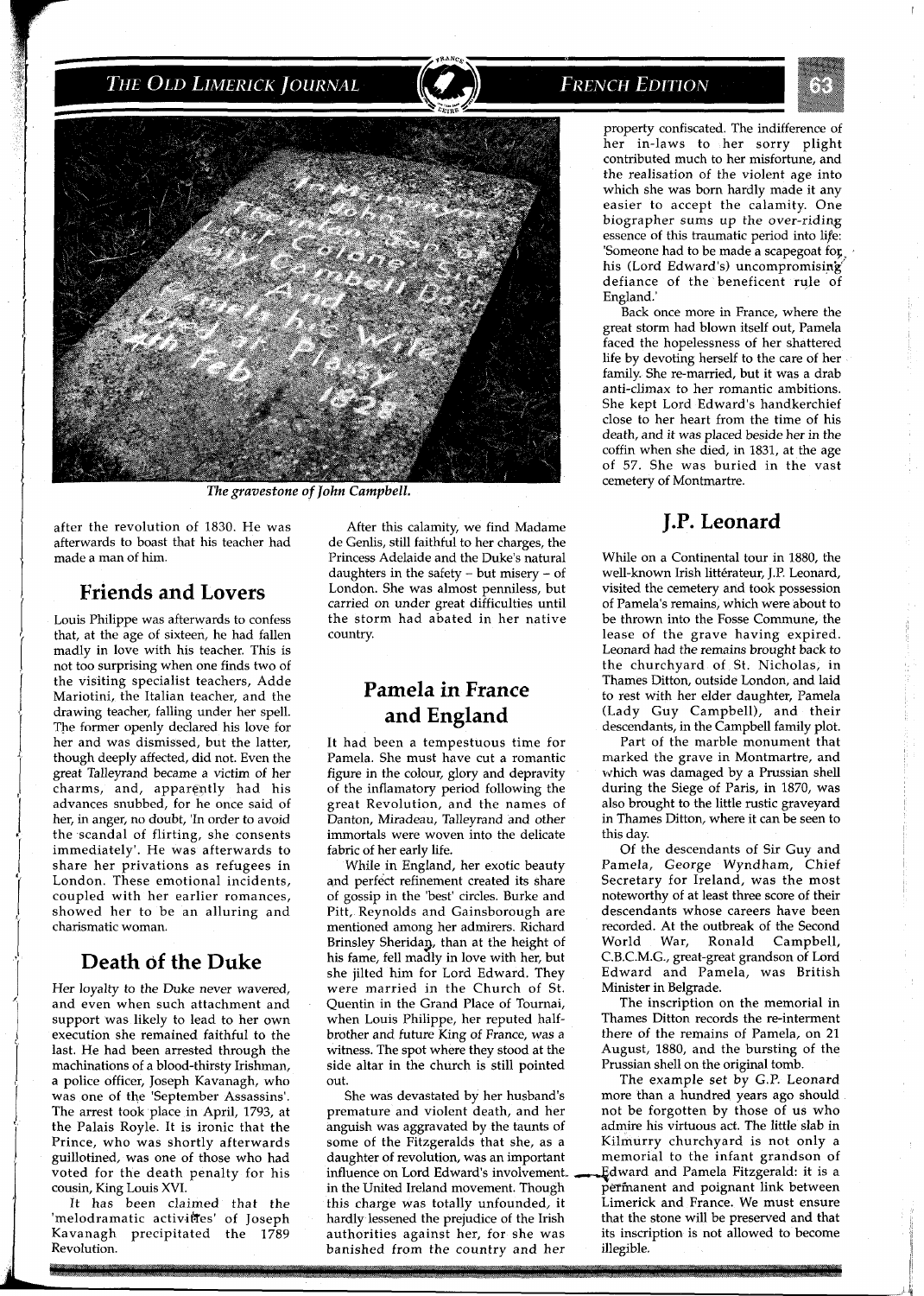*The gravestone of John Campbell.*

after the revolution of 1830. He was afterwards to boast that his teacher had made a man of him.

## Friends and Lovers

Louis Philippe was afterwards to confess that, at the age of sixteen, he had fallen madly in love with his teacher. This is not too surprising when one finds two of the visiting specialist teachers, Adde Mariotini, the Italian teacher, and the drawing teacher, falling under her spell. The former openly declared his love for her and was dismissed, but the latter, though deeply affected, did not. Even the great Talleyrand became a victim of her charms, and, apparently had his advances snubbed, for he once said of her, in anger, no doubt, 'In order to avoid the scandal of flirting, she consents immediately'. He was afterwards to share her privations as refugees in London. These emotional incidents, coupled with her earlier romances, showed her to be an alluring and charismatic woman.

## Death of the Duke

Her loyalty to the Duke never wavered, and even when such attachment and support was likely to lead to her own execution she remained faithful to the last. He had been arrested through the machinations of a blood-thirsty Irishman, a police officer, Joseph Kavanagh, who was one of the 'September Assassins'. The arrest took place in April, 1793, at the Palais Royle. It is ironic that the Prince, who was shortly afterwards guillotined, was one of those who had voted for the death penalty for his cousin, King Louis XVI.

It has been claimed that the 'melodramatic activities' of Joseph Kavanagh precipitated the 1789 Revolution.

After this calamity, we find Madame de Genlis, still faithful to her charges, the Princess Adelaide and the Duke's natural daughters in the safety – but misery – of London. She was almost penniless, but carried on under great difficulties until the storm had abated in her native country.

## Pamela in France and England

It had been a tempestuous time for Pamela. She must have cut a romantic figure in the colour, glory and depravity of the inflamatory period following the great Revolution, and the names of Danton, Miradeau, Talleyrand and other immortals were woven into the delicate fabric of her early life.

While in England, her exotic beauty and perfect refinement created its share of gossip in the 'best' circles. Burke and Pitt, Reynolds and Gainsborough are mentioned among her admirers. Richard Brinsley Sheridan, than at the height of his fame, fell madly in love with her, but she jilted him for Lord Edward. They were married in the Church of St. Quentin in the Grand Place of Tournai, when Louis Philippe, her reputed half-brother and future King of France, was a witness. The spot where they stood at the side altar in the church is still pointed out.

She was devastated by her husband's premature and violent death, and her anguish was aggravated by the taunts of some of the Fitzgeralds that she, as a daughter of revolution, was an important influence on Lord Edward's involvement in the United Ireland movement. Though this charge was totally unfounded, it hardly lessened the prejudice of the Irish authorities against her, for she was banished from the country and her property confiscated. The indifference of her in-laws to her sorry plight contributed much to her misfortune, and the realisation of the violent age into which she was born hardly made it any easier to accept the calamity. One biographer sums up the over-riding essence of this traumatic period into life: 'Someone had to be made a scapegoat for his (Lord Edward's) uncompromising defiance of the beneficent rule of England.'

Back once more in France, where the great storm had blown itself out, Pamela faced the hopelessness of her shattered life by devoting herself to the care of her family. She re-married, but it was a drab anti-climax to her romantic ambitions. She kept Lord Edward's handkerchief close to her heart from the time of his death, and it was placed beside her in the coffin when she died, in 1831, at the age of 57. She was buried in the vast cemetery of Montmartre.

## J.P. Leonard

While on a Continental tour in 1880, the well-known Irish littérateur, J.P. Leonard, visited the cemetery and took possession of Pamela's remains, which were about to be thrown into the Fosse Commune, the lease of the grave having expired. Leonard had the remains brought back to the churchyard of St. Nicholas, in Thames Ditton, outside London, and laid to rest with her elder daughter, Pamela (Lady Guy Campbell), and their descendants, in the Campbell family plot.

Part of the marble monument that marked the grave in Montmartre, and which was damaged by a Prussian shell during the Siege of Paris, in 1870, was also brought to the little rustic graveyard in Thames Ditton, where it can be seen to this day.

Of the descendants of Sir Guy and Pamela, George Wyndham, Chief Secretary for Ireland, was the most noteworthy of at least three score of their descendants whose careers have been recorded. At the outbreak of the Second World War, Ronald Campbell, C.B.C.M.G., great-great grandson of Lord Edward and Pamela, was British Minister in Belgrade.

The inscription on the memorial in Thames Ditton records the re-interment there of the remains of Pamela, on 21 August, 1880, and the bursting of the Prussian shell on the original tomb.

The example set by G.P. Leonard more than a hundred years ago should not be forgotten by those of us who admire his virtuous act. The little slab in Kilmurry churchyard is not only a memorial to the infant grandson of Edward and Pamela Fitzgerald: it is a permanent and poignant link between Limerick and France. We must ensure that the stone will be preserved and that its inscription is not allowed to become illegible.